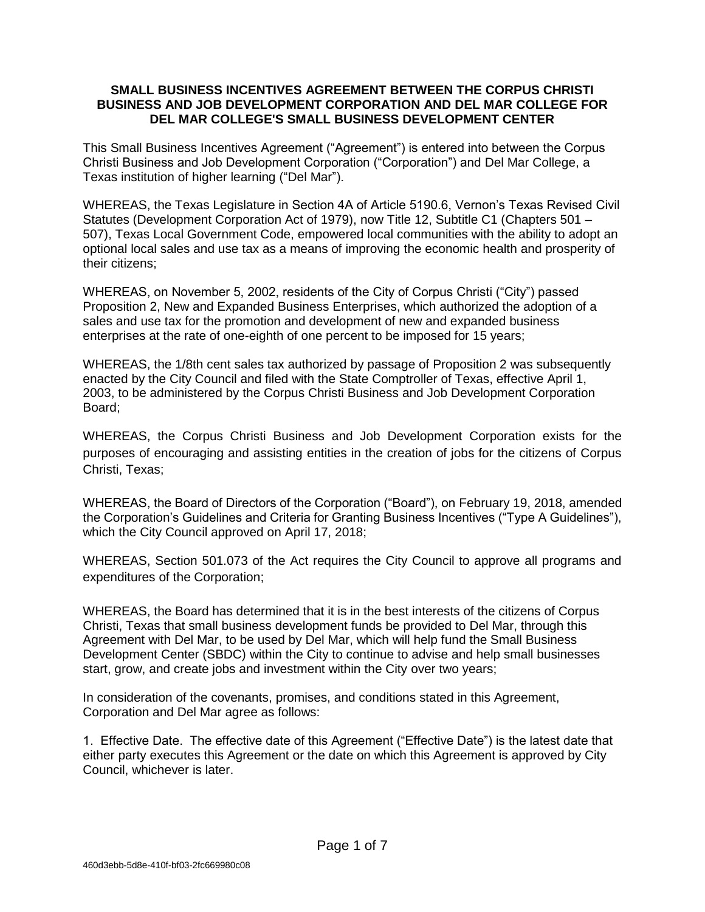**SMALL BUSINESS INCENTIVES AGREEMENT BETWEEN THE CORPUS CHRISTI BUSINESS AND JOB DEVELOPMENT CORPORATION AND DEL MAR COLLEGE FOR DEL MAR COLLEGE'S SMALL BUSINESS DEVELOPMENT CENTER**

This Small Business Incentives Agreement ("Agreement") is entered into between the Corpus Christi Business and Job Development Corporation ("Corporation") and Del Mar College, a Texas institution of higher learning ("Del Mar").

WHEREAS, the Texas Legislature in Section 4A of Article 5190.6, Vernon's Texas Revised Civil Statutes (Development Corporation Act of 1979), now Title 12, Subtitle C1 (Chapters 501 – 507), Texas Local Government Code, empowered local communities with the ability to adopt an optional local sales and use tax as a means of improving the economic health and prosperity of their citizens;

WHEREAS, on November 5, 2002, residents of the City of Corpus Christi ("City") passed Proposition 2, New and Expanded Business Enterprises, which authorized the adoption of a sales and use tax for the promotion and development of new and expanded business enterprises at the rate of one-eighth of one percent to be imposed for 15 years;

WHEREAS, the 1/8th cent sales tax authorized by passage of Proposition 2 was subsequently enacted by the City Council and filed with the State Comptroller of Texas, effective April 1, 2003, to be administered by the Corpus Christi Business and Job Development Corporation Board;

WHEREAS, the Corpus Christi Business and Job Development Corporation exists for the purposes of encouraging and assisting entities in the creation of jobs for the citizens of Corpus Christi, Texas;

WHEREAS, the Board of Directors of the Corporation ("Board"), on February 19, 2018, amended the Corporation's Guidelines and Criteria for Granting Business Incentives ("Type A Guidelines"), which the City Council approved on April 17, 2018;

WHEREAS, Section 501.073 of the Act requires the City Council to approve all programs and expenditures of the Corporation;

WHEREAS, the Board has determined that it is in the best interests of the citizens of Corpus Christi, Texas that small business development funds be provided to Del Mar, through this Agreement with Del Mar, to be used by Del Mar, which will help fund the Small Business Development Center (SBDC) within the City to continue to advise and help small businesses start, grow, and create jobs and investment within the City over two years;

In consideration of the covenants, promises, and conditions stated in this Agreement, Corporation and Del Mar agree as follows:

1. Effective Date. The effective date of this Agreement ("Effective Date") is the latest date that either party executes this Agreement or the date on which this Agreement is approved by City Council, whichever is later.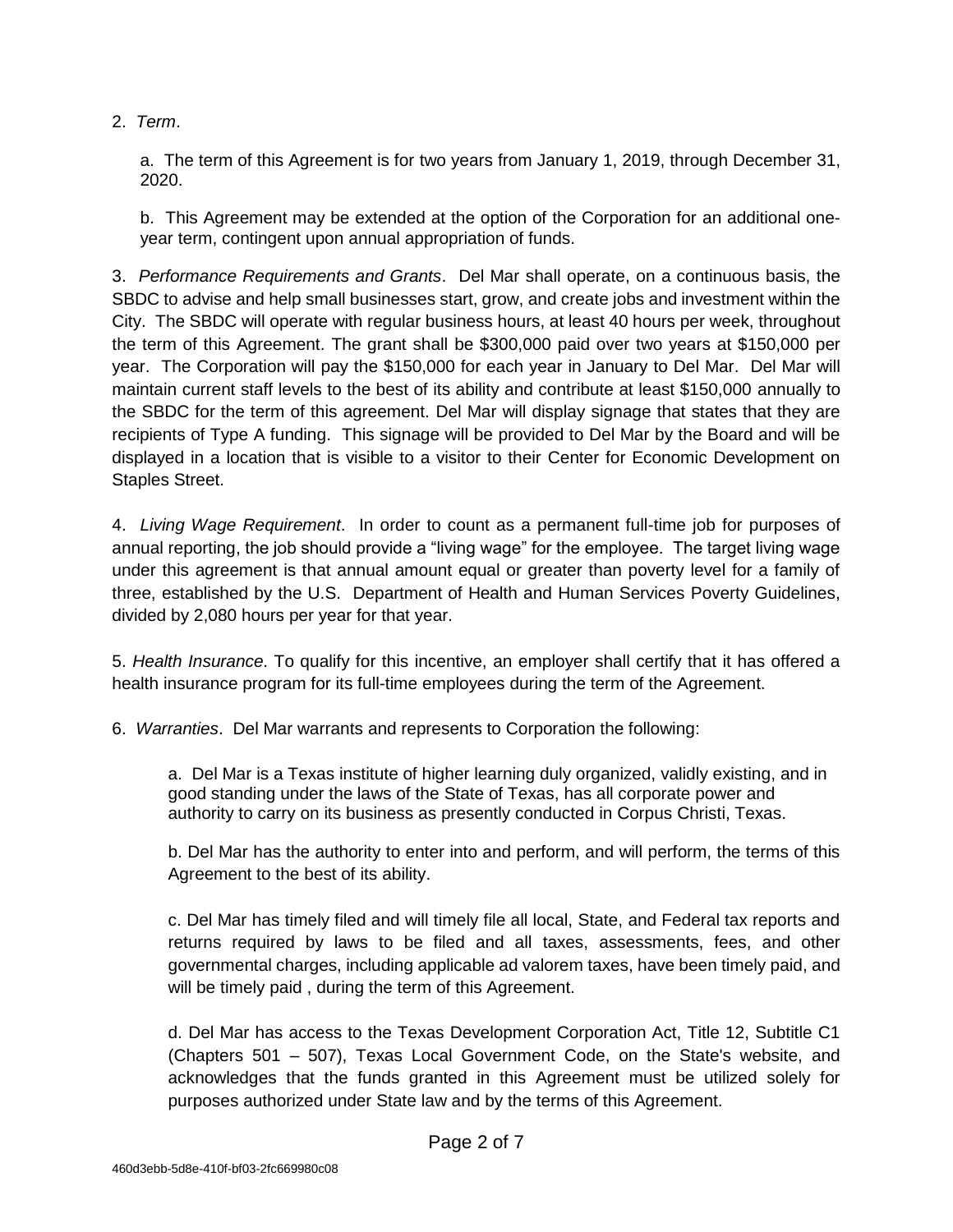2. *Term*.

a. The term of this Agreement is for two years from January 1, 2019, through December 31, 2020.

b. This Agreement may be extended at the option of the Corporation for an additional one-year term, contingent upon annual appropriation of funds.

3. *Performance Requirements and Grants*. Del Mar shall operate, on a continuous basis, the SBDC to advise and help small businesses start, grow, and create jobs and investment within the City. The SBDC will operate with regular business hours, at least 40 hours per week, throughout the term of this Agreement. The grant shall be $300,000 paid over two years at $150,000 per year. The Corporation will pay the $150,000 for each year in January to Del Mar. Del Mar will maintain current staff levels to the best of its ability and contribute at least $150,000 annually to the SBDC for the term of this agreement. Del Mar will display signage that states that they are recipients of Type A funding. This signage will be provided to Del Mar by the Board and will be displayed in a location that is visible to a visitor to their Center for Economic Development on Staples Street.

4. *Living Wage Requirement*. In order to count as a permanent full-time job for purposes of annual reporting, the job should provide a "living wage" for the employee. The target living wage under this agreement is that annual amount equal or greater than poverty level for a family of three, established by the U.S. Department of Health and Human Services Poverty Guidelines, divided by 2,080 hours per year for that year.

5. *Health Insurance*. To qualify for this incentive, an employer shall certify that it has offered a health insurance program for its full-time employees during the term of the Agreement.

6. *Warranties*. Del Mar warrants and represents to Corporation the following:

a. Del Mar is a Texas institute of higher learning duly organized, validly existing, and in good standing under the laws of the State of Texas, has all corporate power and authority to carry on its business as presently conducted in Corpus Christi, Texas.

b. Del Mar has the authority to enter into and perform, and will perform, the terms of this Agreement to the best of its ability.

c. Del Mar has timely filed and will timely file all local, State, and Federal tax reports and returns required by laws to be filed and all taxes, assessments, fees, and other governmental charges, including applicable ad valorem taxes, have been timely paid, and will be timely paid , during the term of this Agreement.

d. Del Mar has access to the Texas Development Corporation Act, Title 12, Subtitle C1 (Chapters 501 – 507), Texas Local Government Code, on the State's website, and acknowledges that the funds granted in this Agreement must be utilized solely for purposes authorized under State law and by the terms of this Agreement.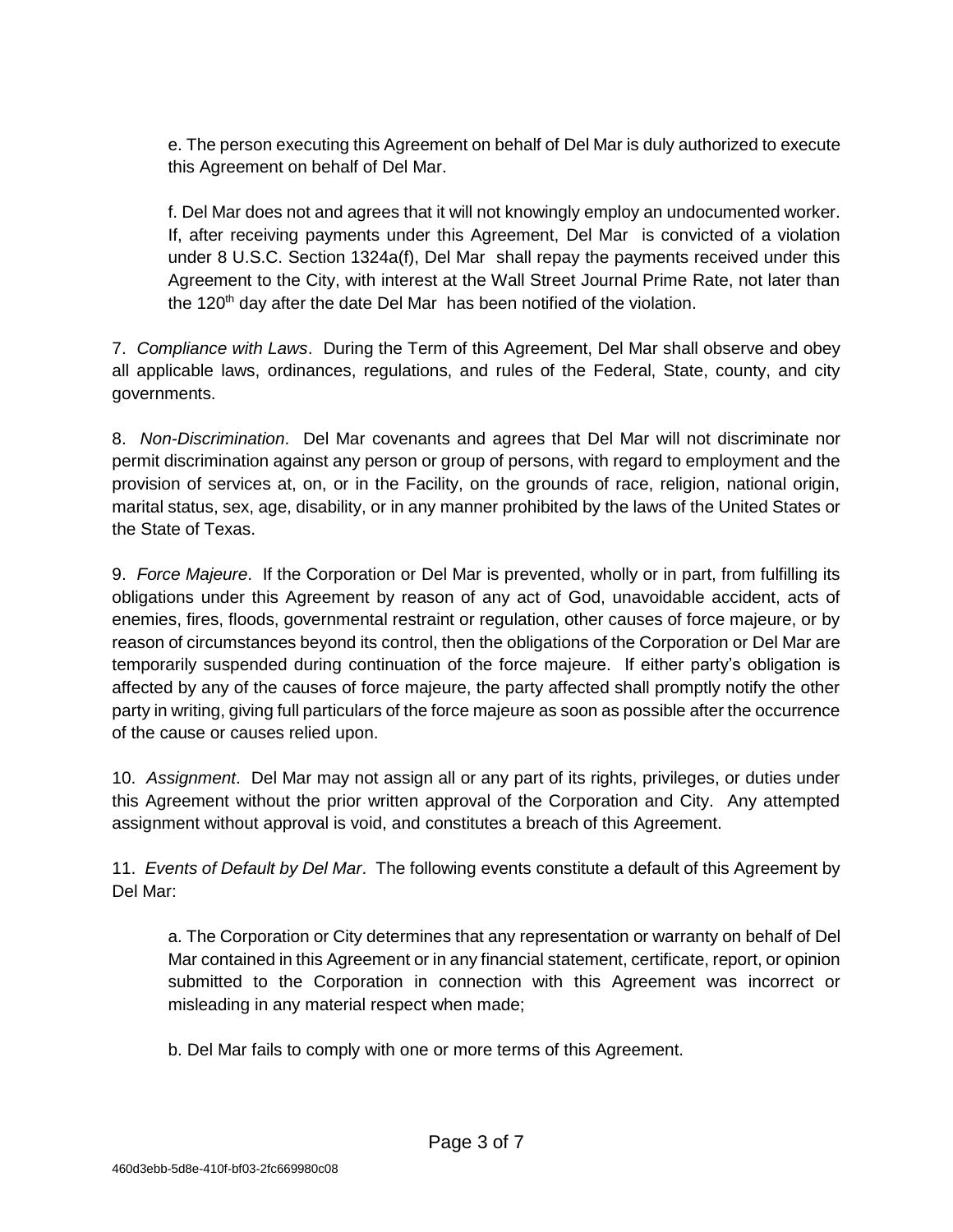e. The person executing this Agreement on behalf of Del Mar is duly authorized to execute this Agreement on behalf of Del Mar.

f. Del Mar does not and agrees that it will not knowingly employ an undocumented worker. If, after receiving payments under this Agreement, Del Mar is convicted of a violation under 8 U.S.C. Section 1324a(f), Del Mar shall repay the payments received under this Agreement to the City, with interest at the Wall Street Journal Prime Rate, not later than the 120th day after the date Del Mar has been notified of the violation.

7. *Compliance with Laws*. During the Term of this Agreement, Del Mar shall observe and obey all applicable laws, ordinances, regulations, and rules of the Federal, State, county, and city governments.

8. *Non-Discrimination*. Del Mar covenants and agrees that Del Mar will not discriminate nor permit discrimination against any person or group of persons, with regard to employment and the provision of services at, on, or in the Facility, on the grounds of race, religion, national origin, marital status, sex, age, disability, or in any manner prohibited by the laws of the United States or the State of Texas.

9. *Force Majeure*. If the Corporation or Del Mar is prevented, wholly or in part, from fulfilling its obligations under this Agreement by reason of any act of God, unavoidable accident, acts of enemies, fires, floods, governmental restraint or regulation, other causes of force majeure, or by reason of circumstances beyond its control, then the obligations of the Corporation or Del Mar are temporarily suspended during continuation of the force majeure. If either party's obligation is affected by any of the causes of force majeure, the party affected shall promptly notify the other party in writing, giving full particulars of the force majeure as soon as possible after the occurrence of the cause or causes relied upon.

10. *Assignment*. Del Mar may not assign all or any part of its rights, privileges, or duties under this Agreement without the prior written approval of the Corporation and City. Any attempted assignment without approval is void, and constitutes a breach of this Agreement.

11. *Events of Default by Del Mar*. The following events constitute a default of this Agreement by Del Mar:

a. The Corporation or City determines that any representation or warranty on behalf of Del Mar contained in this Agreement or in any financial statement, certificate, report, or opinion submitted to the Corporation in connection with this Agreement was incorrect or misleading in any material respect when made;

b. Del Mar fails to comply with one or more terms of this Agreement.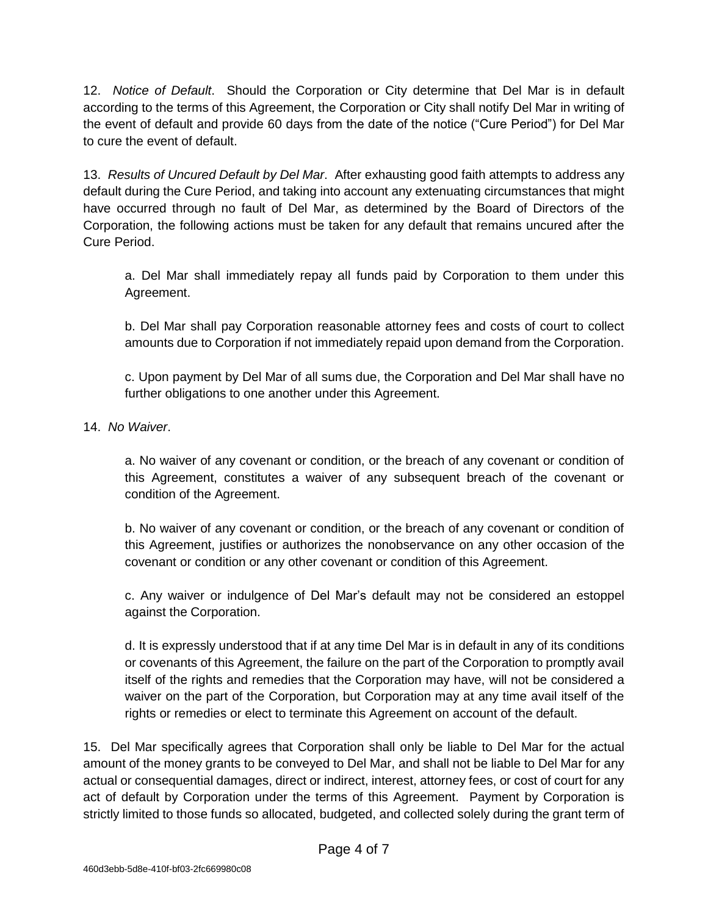12. *Notice of Default*. Should the Corporation or City determine that Del Mar is in default according to the terms of this Agreement, the Corporation or City shall notify Del Mar in writing of the event of default and provide 60 days from the date of the notice ("Cure Period") for Del Mar to cure the event of default.

13. *Results of Uncured Default by Del Mar*. After exhausting good faith attempts to address any default during the Cure Period, and taking into account any extenuating circumstances that might have occurred through no fault of Del Mar, as determined by the Board of Directors of the Corporation, the following actions must be taken for any default that remains uncured after the Cure Period.

a. Del Mar shall immediately repay all funds paid by Corporation to them under this Agreement.

b. Del Mar shall pay Corporation reasonable attorney fees and costs of court to collect amounts due to Corporation if not immediately repaid upon demand from the Corporation.

c. Upon payment by Del Mar of all sums due, the Corporation and Del Mar shall have no further obligations to one another under this Agreement.

14. *No Waiver*.

a. No waiver of any covenant or condition, or the breach of any covenant or condition of this Agreement, constitutes a waiver of any subsequent breach of the covenant or condition of the Agreement.

b. No waiver of any covenant or condition, or the breach of any covenant or condition of this Agreement, justifies or authorizes the nonobservance on any other occasion of the covenant or condition or any other covenant or condition of this Agreement.

c. Any waiver or indulgence of Del Mar's default may not be considered an estoppel against the Corporation.

d. It is expressly understood that if at any time Del Mar is in default in any of its conditions or covenants of this Agreement, the failure on the part of the Corporation to promptly avail itself of the rights and remedies that the Corporation may have, will not be considered a waiver on the part of the Corporation, but Corporation may at any time avail itself of the rights or remedies or elect to terminate this Agreement on account of the default.

15. Del Mar specifically agrees that Corporation shall only be liable to Del Mar for the actual amount of the money grants to be conveyed to Del Mar, and shall not be liable to Del Mar for any actual or consequential damages, direct or indirect, interest, attorney fees, or cost of court for any act of default by Corporation under the terms of this Agreement. Payment by Corporation is strictly limited to those funds so allocated, budgeted, and collected solely during the grant term of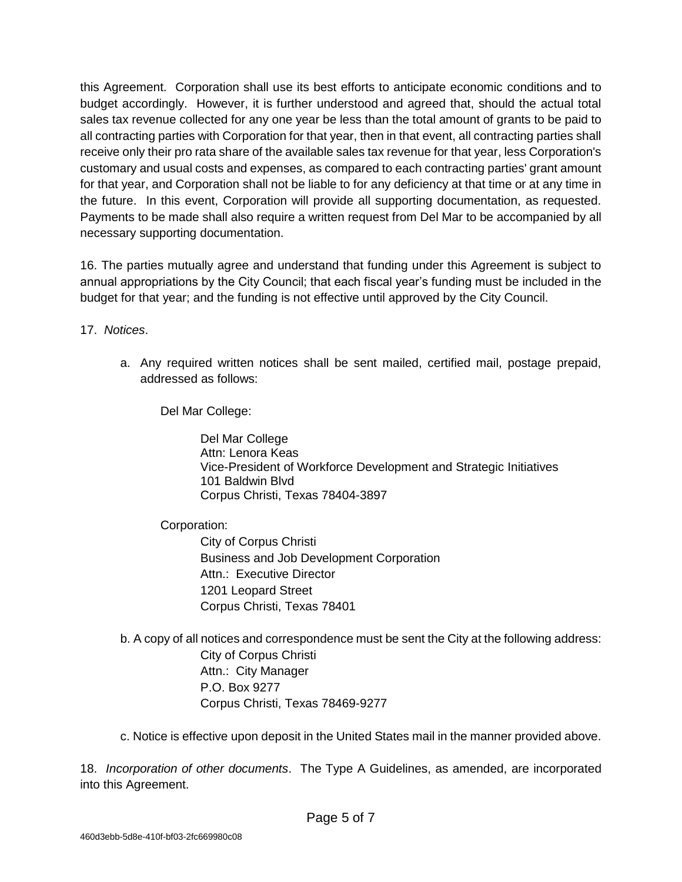this Agreement. Corporation shall use its best efforts to anticipate economic conditions and to budget accordingly. However, it is further understood and agreed that, should the actual total sales tax revenue collected for any one year be less than the total amount of grants to be paid to all contracting parties with Corporation for that year, then in that event, all contracting parties shall receive only their pro rata share of the available sales tax revenue for that year, less Corporation's customary and usual costs and expenses, as compared to each contracting parties' grant amount for that year, and Corporation shall not be liable to for any deficiency at that time or at any time in the future. In this event, Corporation will provide all supporting documentation, as requested. Payments to be made shall also require a written request from Del Mar to be accompanied by all necessary supporting documentation.

16. The parties mutually agree and understand that funding under this Agreement is subject to annual appropriations by the City Council; that each fiscal year's funding must be included in the budget for that year; and the funding is not effective until approved by the City Council.

17. *Notices*.

a. Any required written notices shall be sent mailed, certified mail, postage prepaid, addressed as follows:

Del Mar College:

Del Mar College
Attn: Lenora Keas
Vice-President of Workforce Development and Strategic Initiatives
101 Baldwin Blvd
Corpus Christi, Texas 78404-3897

Corporation:

City of Corpus Christi
Business and Job Development Corporation
Attn.: Executive Director
1201 Leopard Street
Corpus Christi, Texas 78401

b. A copy of all notices and correspondence must be sent the City at the following address:

City of Corpus Christi
Attn.: City Manager
P.O. Box 9277
Corpus Christi, Texas 78469-9277

c. Notice is effective upon deposit in the United States mail in the manner provided above.

18. *Incorporation of other documents*. The Type A Guidelines, as amended, are incorporated into this Agreement.

460d3ebb-5d8e-410f-bf03-2fc669980c08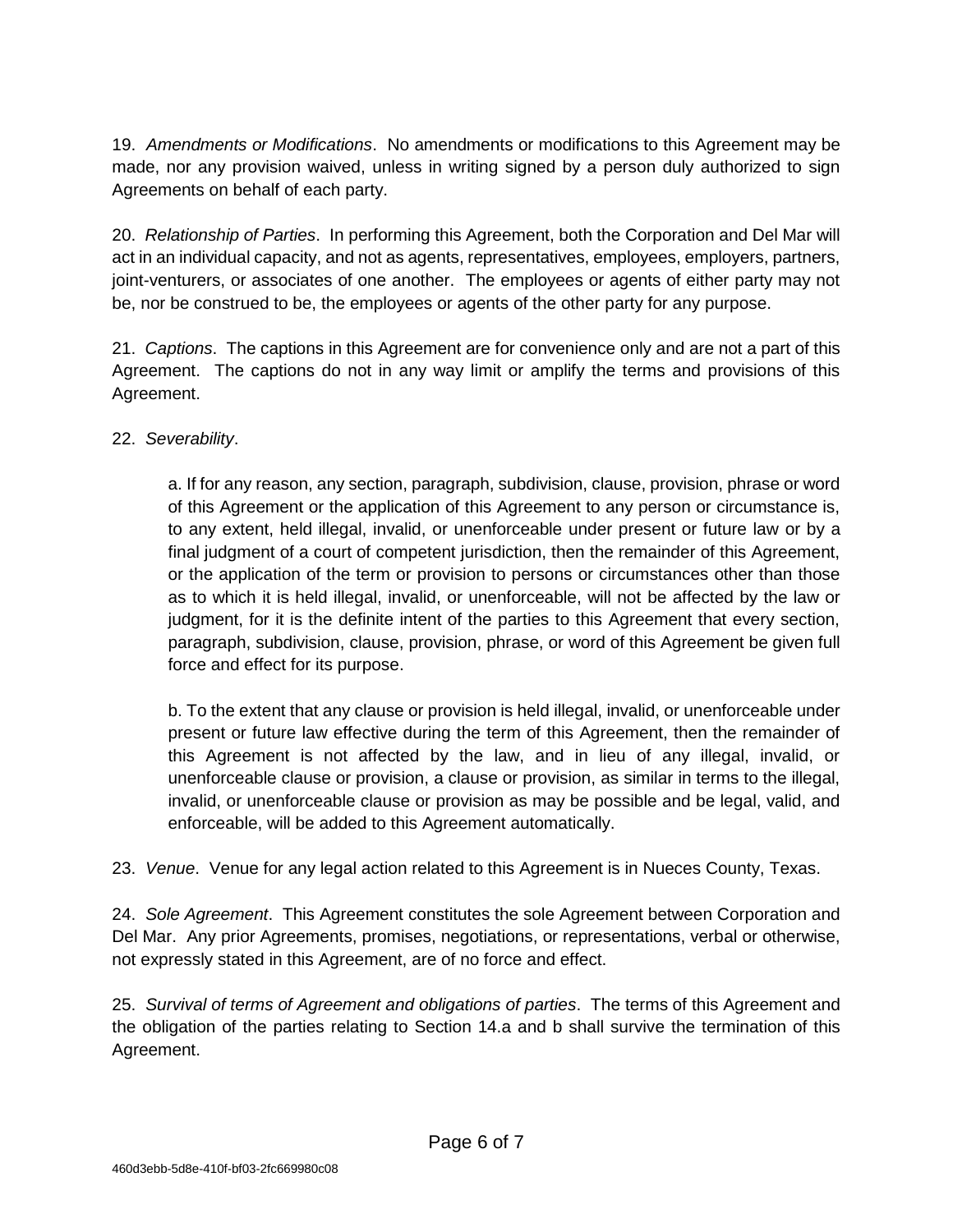19. *Amendments or Modifications*. No amendments or modifications to this Agreement may be made, nor any provision waived, unless in writing signed by a person duly authorized to sign Agreements on behalf of each party.

20. *Relationship of Parties*. In performing this Agreement, both the Corporation and Del Mar will act in an individual capacity, and not as agents, representatives, employees, employers, partners, joint-venturers, or associates of one another. The employees or agents of either party may not be, nor be construed to be, the employees or agents of the other party for any purpose.

21. *Captions*. The captions in this Agreement are for convenience only and are not a part of this Agreement. The captions do not in any way limit or amplify the terms and provisions of this Agreement.

22. *Severability*.

> a. If for any reason, any section, paragraph, subdivision, clause, provision, phrase or word of this Agreement or the application of this Agreement to any person or circumstance is, to any extent, held illegal, invalid, or unenforceable under present or future law or by a final judgment of a court of competent jurisdiction, then the remainder of this Agreement, or the application of the term or provision to persons or circumstances other than those as to which it is held illegal, invalid, or unenforceable, will not be affected by the law or judgment, for it is the definite intent of the parties to this Agreement that every section, paragraph, subdivision, clause, provision, phrase, or word of this Agreement be given full force and effect for its purpose.
>
> b. To the extent that any clause or provision is held illegal, invalid, or unenforceable under present or future law effective during the term of this Agreement, then the remainder of this Agreement is not affected by the law, and in lieu of any illegal, invalid, or unenforceable clause or provision, a clause or provision, as similar in terms to the illegal, invalid, or unenforceable clause or provision as may be possible and be legal, valid, and enforceable, will be added to this Agreement automatically.

23. *Venue*. Venue for any legal action related to this Agreement is in Nueces County, Texas.

24. *Sole Agreement*. This Agreement constitutes the sole Agreement between Corporation and Del Mar. Any prior Agreements, promises, negotiations, or representations, verbal or otherwise, not expressly stated in this Agreement, are of no force and effect.

25. *Survival of terms of Agreement and obligations of parties*. The terms of this Agreement and the obligation of the parties relating to Section 14.a and b shall survive the termination of this Agreement.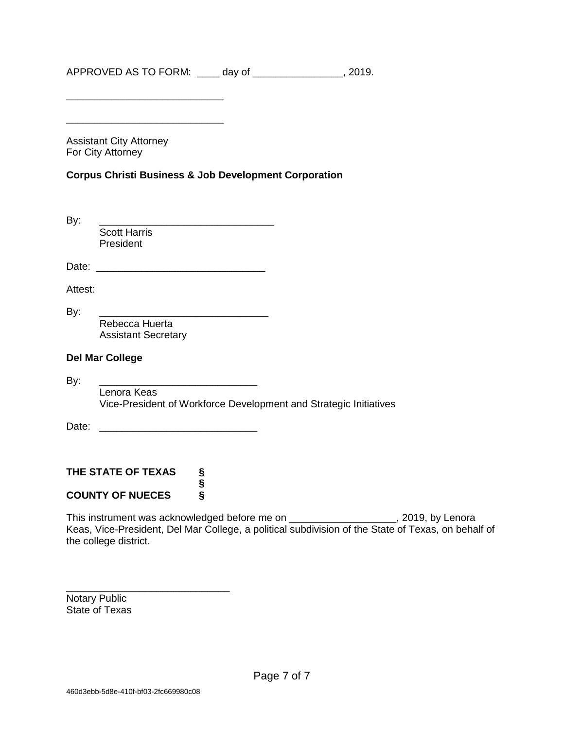APPROVED AS TO FORM: ____ day of ________________, 2019.

____________________________

____________________________

Assistant City Attorney
For City Attorney

**Corpus Christi Business & Job Development Corporation**

By: _______________________________
Scott Harris
President

Date: ______________________________

Attest:

By: ______________________________
Rebecca Huerta
Assistant Secretary

**Del Mar College**

By: ____________________________
Lenora Keas
Vice-President of Workforce Development and Strategic Initiatives

Date: ____________________________

**THE STATE OF TEXAS §**
**§**
**COUNTY OF NUECES §**

This instrument was acknowledged before me on ___________________, 2019, by Lenora Keas, Vice-President, Del Mar College, a political subdivision of the State of Texas, on behalf of the college district.

______________________________
Notary Public
State of Texas

460d3ebb-5d8e-410f-bf03-2fc669980c08